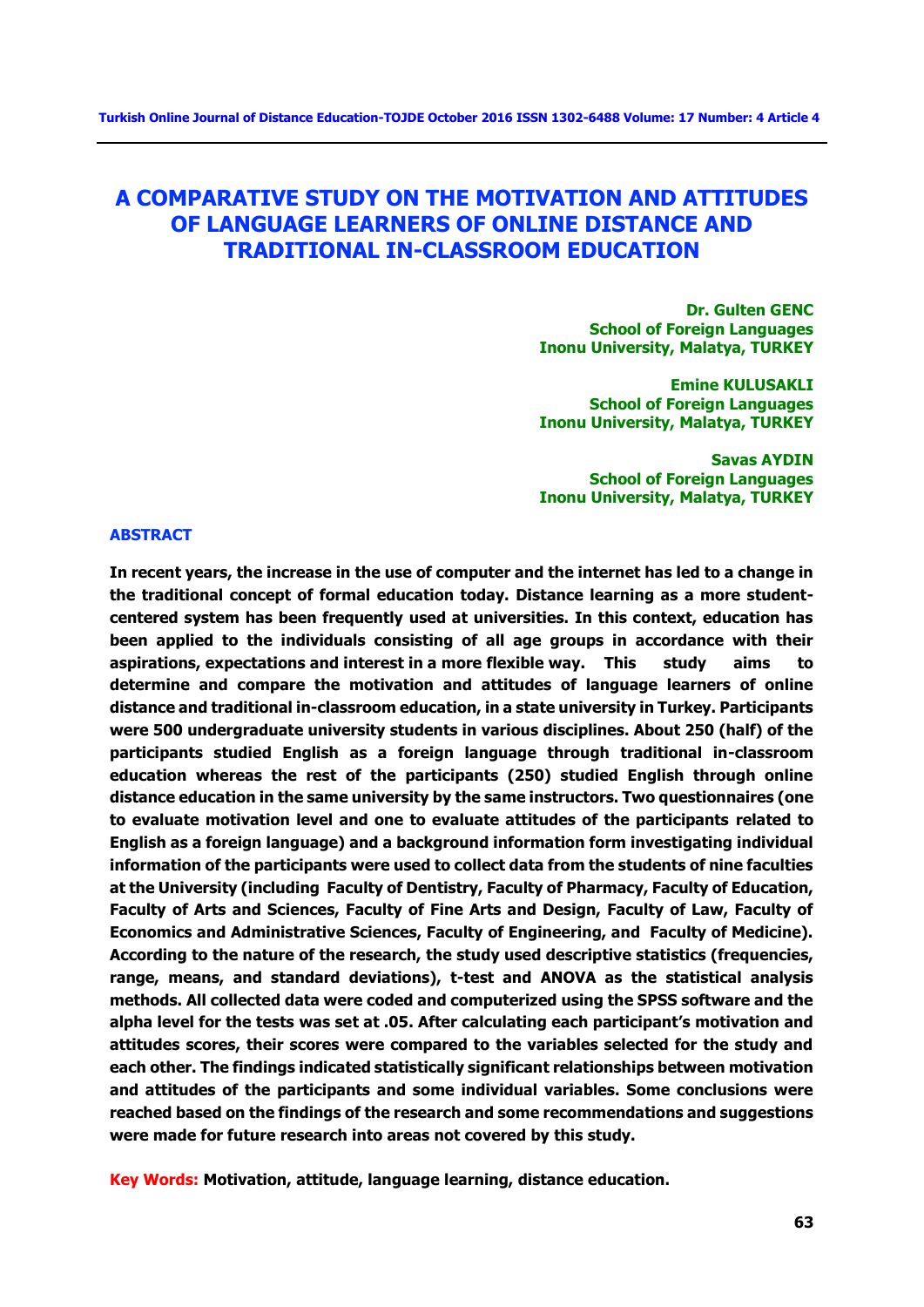# A COMPARATIVE STUDY ON THE MOTIVATION AND ATTITUDES OF LANGUAGE LEARNERS OF ONLINE DISTANCE AND TRADITIONAL IN-CLASSROOM EDUCATION

**Dr. Gulten GENC**
**School of Foreign Languages**
**Inonu University, Malatya, TURKEY**

**Emine KULUSAKLI**
**School of Foreign Languages**
**Inonu University, Malatya, TURKEY**

**Savas AYDIN**
**School of Foreign Languages**
**Inonu University, Malatya, TURKEY**

## ABSTRACT

**In recent years, the increase in the use of computer and the internet has led to a change in the traditional concept of formal education today. Distance learning as a more student-centered system has been frequently used at universities. In this context, education has been applied to the individuals consisting of all age groups in accordance with their aspirations, expectations and interest in a more flexible way. This study aims to determine and compare the motivation and attitudes of language learners of online distance and traditional in-classroom education, in a state university in Turkey. Participants were 500 undergraduate university students in various disciplines. About 250 (half) of the participants studied English as a foreign language through traditional in-classroom education whereas the rest of the participants (250) studied English through online distance education in the same university by the same instructors. Two questionnaires (one to evaluate motivation level and one to evaluate attitudes of the participants related to English as a foreign language) and a background information form investigating individual information of the participants were used to collect data from the students of nine faculties at the University (including Faculty of Dentistry, Faculty of Pharmacy, Faculty of Education, Faculty of Arts and Sciences, Faculty of Fine Arts and Design, Faculty of Law, Faculty of Economics and Administrative Sciences, Faculty of Engineering, and Faculty of Medicine). According to the nature of the research, the study used descriptive statistics (frequencies, range, means, and standard deviations), t-test and ANOVA as the statistical analysis methods. All collected data were coded and computerized using the SPSS software and the alpha level for the tests was set at .05. After calculating each participant's motivation and attitudes scores, their scores were compared to the variables selected for the study and each other. The findings indicated statistically significant relationships between motivation and attitudes of the participants and some individual variables. Some conclusions were reached based on the findings of the research and some recommendations and suggestions were made for future research into areas not covered by this study.**

**Key Words:** **Motivation, attitude, language learning, distance education.**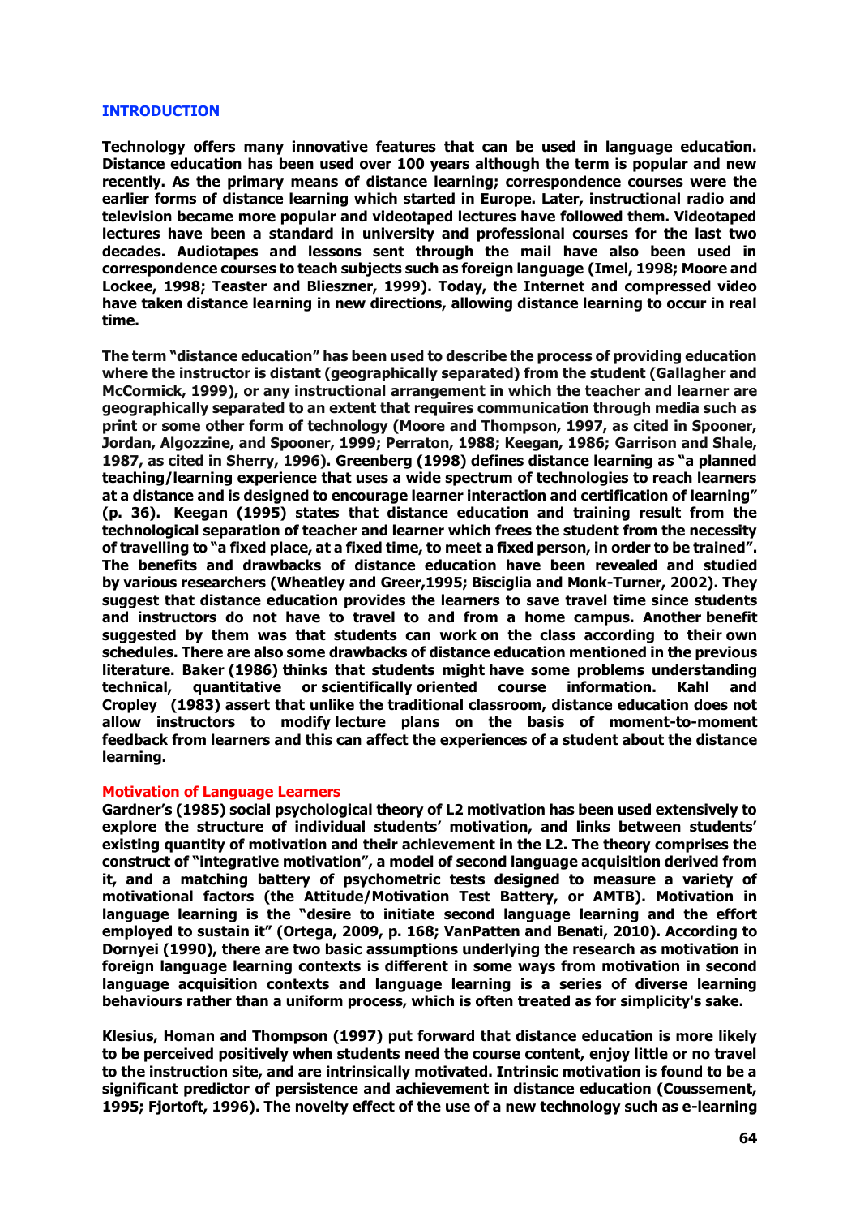## INTRODUCTION

**Technology offers many innovative features that can be used in language education. Distance education has been used over 100 years although the term is popular and new recently. As the primary means of distance learning; correspondence courses were the earlier forms of distance learning which started in Europe. Later, instructional radio and television became more popular and videotaped lectures have followed them. Videotaped lectures have been a standard in university and professional courses for the last two decades. Audiotapes and lessons sent through the mail have also been used in correspondence courses to teach subjects such as foreign language (Imel, 1998; Moore and Lockee, 1998; Teaster and Blieszner, 1999). Today, the Internet and compressed video have taken distance learning in new directions, allowing distance learning to occur in real time.**

**The term "distance education" has been used to describe the process of providing education where the instructor is distant (geographically separated) from the student (Gallagher and McCormick, 1999), or any instructional arrangement in which the teacher and learner are geographically separated to an extent that requires communication through media such as print or some other form of technology (Moore and Thompson, 1997, as cited in Spooner, Jordan, Algozzine, and Spooner, 1999; Perraton, 1988; Keegan, 1986; Garrison and Shale, 1987, as cited in Sherry, 1996). Greenberg (1998) defines distance learning as "a planned teaching/learning experience that uses a wide spectrum of technologies to reach learners at a distance and is designed to encourage learner interaction and certification of learning" (p. 36). Keegan (1995) states that distance education and training result from the technological separation of teacher and learner which frees the student from the necessity of travelling to "a fixed place, at a fixed time, to meet a fixed person, in order to be trained". The benefits and drawbacks of distance education have been revealed and studied by various researchers (Wheatley and Greer,1995; Bisciglia and Monk-Turner, 2002). They suggest that distance education provides the learners to save travel time since students and instructors do not have to travel to and from a home campus. Another benefit suggested by them was that students can work on the class according to their own schedules. There are also some drawbacks of distance education mentioned in the previous literature. Baker (1986) thinks that students might have some problems understanding technical, quantitative or scientifically oriented course information. Kahl and Cropley (1983) assert that unlike the traditional classroom, distance education does not allow instructors to modify lecture plans on the basis of moment-to-moment feedback from learners and this can affect the experiences of a student about the distance learning.**

### Motivation of Language Learners

**Gardner's (1985) social psychological theory of L2 motivation has been used extensively to explore the structure of individual students' motivation, and links between students' existing quantity of motivation and their achievement in the L2. The theory comprises the construct of "integrative motivation", a model of second language acquisition derived from it, and a matching battery of psychometric tests designed to measure a variety of motivational factors (the Attitude/Motivation Test Battery, or AMTB). Motivation in language learning is the "desire to initiate second language learning and the effort employed to sustain it" (Ortega, 2009, p. 168; VanPatten and Benati, 2010). According to Dornyei (1990), there are two basic assumptions underlying the research as motivation in foreign language learning contexts is different in some ways from motivation in second language acquisition contexts and language learning is a series of diverse learning behaviours rather than a uniform process, which is often treated as for simplicity's sake.**

**Klesius, Homan and Thompson (1997) put forward that distance education is more likely to be perceived positively when students need the course content, enjoy little or no travel to the instruction site, and are intrinsically motivated. Intrinsic motivation is found to be a significant predictor of persistence and achievement in distance education (Coussement, 1995; Fjortoft, 1996). The novelty effect of the use of a new technology such as e-learning**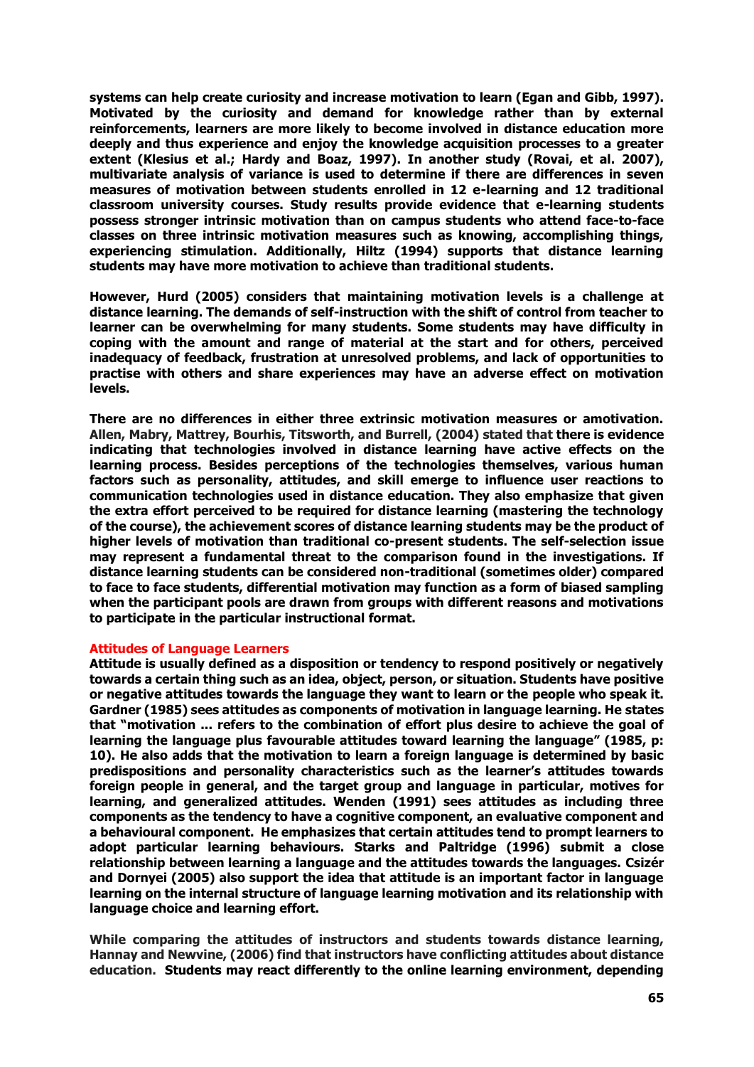**systems can help create curiosity and increase motivation to learn (Egan and Gibb, 1997). Motivated by the curiosity and demand for knowledge rather than by external reinforcements, learners are more likely to become involved in distance education more deeply and thus experience and enjoy the knowledge acquisition processes to a greater extent (Klesius et al.; Hardy and Boaz, 1997). In another study (Rovai, et al. 2007), multivariate analysis of variance is used to determine if there are differences in seven measures of motivation between students enrolled in 12 e-learning and 12 traditional classroom university courses. Study results provide evidence that e-learning students possess stronger intrinsic motivation than on campus students who attend face-to-face classes on three intrinsic motivation measures such as knowing, accomplishing things, experiencing stimulation. Additionally, Hiltz (1994) supports that distance learning students may have more motivation to achieve than traditional students.**

**However, Hurd (2005) considers that maintaining motivation levels is a challenge at distance learning. The demands of self-instruction with the shift of control from teacher to learner can be overwhelming for many students. Some students may have difficulty in coping with the amount and range of material at the start and for others, perceived inadequacy of feedback, frustration at unresolved problems, and lack of opportunities to practise with others and share experiences may have an adverse effect on motivation levels.**

**There are no differences in either three extrinsic motivation measures or amotivation. Allen, Mabry, Mattrey, Bourhis, Titsworth, and Burrell, (2004) stated that there is evidence indicating that technologies involved in distance learning have active effects on the learning process. Besides perceptions of the technologies themselves, various human factors such as personality, attitudes, and skill emerge to influence user reactions to communication technologies used in distance education. They also emphasize that given the extra effort perceived to be required for distance learning (mastering the technology of the course), the achievement scores of distance learning students may be the product of higher levels of motivation than traditional co-present students. The self-selection issue may represent a fundamental threat to the comparison found in the investigations. If distance learning students can be considered non-traditional (sometimes older) compared to face to face students, differential motivation may function as a form of biased sampling when the participant pools are drawn from groups with different reasons and motivations to participate in the particular instructional format.**

### Attitudes of Language Learners

**Attitude is usually defined as a disposition or tendency to respond positively or negatively towards a certain thing such as an idea, object, person, or situation. Students have positive or negative attitudes towards the language they want to learn or the people who speak it. Gardner (1985) sees attitudes as components of motivation in language learning. He states that "motivation ... refers to the combination of effort plus desire to achieve the goal of learning the language plus favourable attitudes toward learning the language" (1985, p: 10). He also adds that the motivation to learn a foreign language is determined by basic predispositions and personality characteristics such as the learner's attitudes towards foreign people in general, and the target group and language in particular, motives for learning, and generalized attitudes. Wenden (1991) sees attitudes as including three components as the tendency to have a cognitive component, an evaluative component and a behavioural component. He emphasizes that certain attitudes tend to prompt learners to adopt particular learning behaviours. Starks and Paltridge (1996) submit a close relationship between learning a language and the attitudes towards the languages. Csizér and Dornyei (2005) also support the idea that attitude is an important factor in language learning on the internal structure of language learning motivation and its relationship with language choice and learning effort.**

**While comparing the attitudes of instructors and students towards distance learning, Hannay and Newvine, (2006) find that instructors have conflicting attitudes about distance education. Students may react differently to the online learning environment, depending**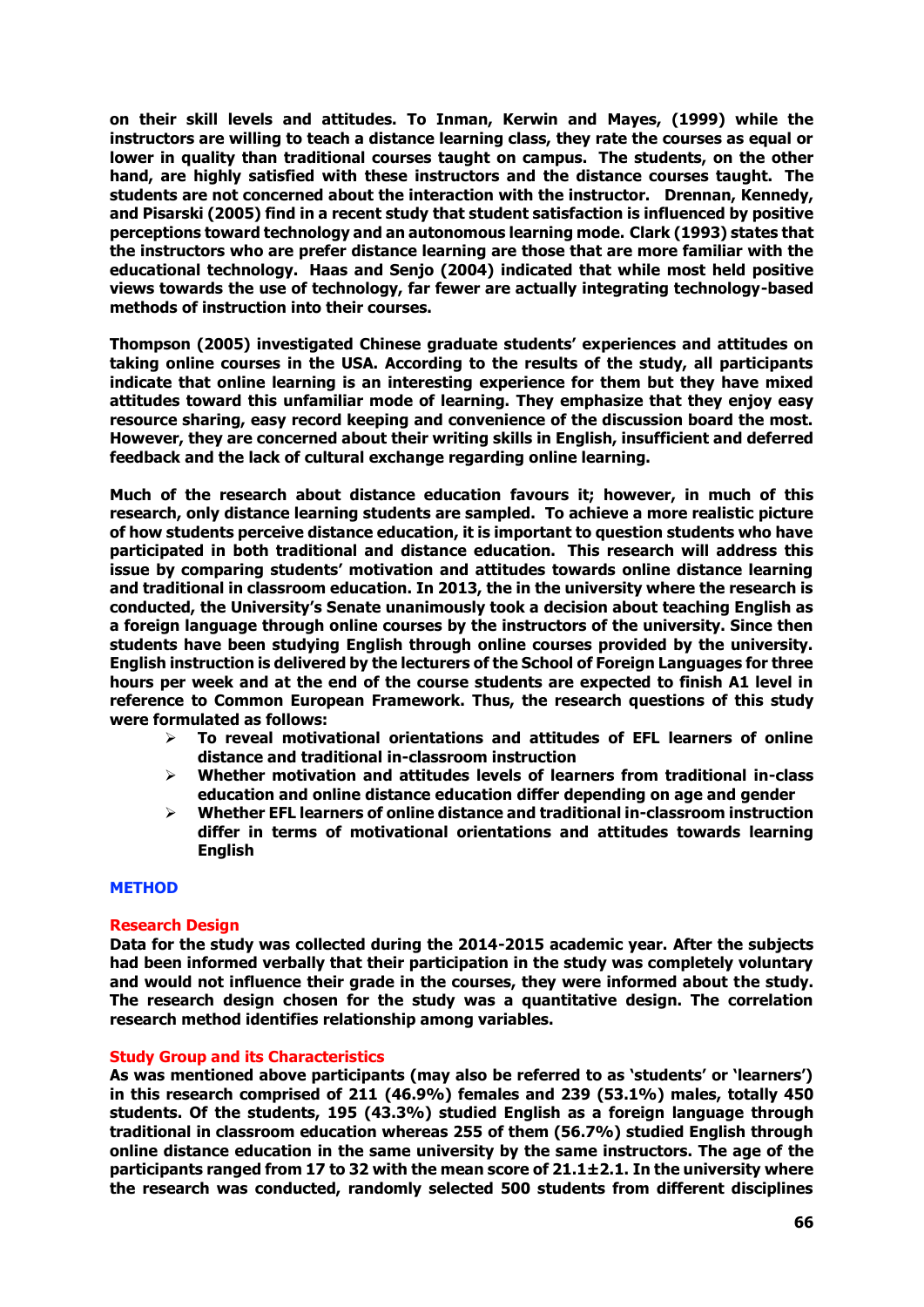on their skill levels and attitudes. To Inman, Kerwin and Mayes, (1999) while the instructors are willing to teach a distance learning class, they rate the courses as equal or lower in quality than traditional courses taught on campus. The students, on the other hand, are highly satisfied with these instructors and the distance courses taught. The students are not concerned about the interaction with the instructor. Drennan, Kennedy, and Pisarski (2005) find in a recent study that student satisfaction is influenced by positive perceptions toward technology and an autonomous learning mode. Clark (1993) states that the instructors who are prefer distance learning are those that are more familiar with the educational technology. Haas and Senjo (2004) indicated that while most held positive views towards the use of technology, far fewer are actually integrating technology-based methods of instruction into their courses.

Thompson (2005) investigated Chinese graduate students' experiences and attitudes on taking online courses in the USA. According to the results of the study, all participants indicate that online learning is an interesting experience for them but they have mixed attitudes toward this unfamiliar mode of learning. They emphasize that they enjoy easy resource sharing, easy record keeping and convenience of the discussion board the most. However, they are concerned about their writing skills in English, insufficient and deferred feedback and the lack of cultural exchange regarding online learning.

Much of the research about distance education favours it; however, in much of this research, only distance learning students are sampled. To achieve a more realistic picture of how students perceive distance education, it is important to question students who have participated in both traditional and distance education. This research will address this issue by comparing students' motivation and attitudes towards online distance learning and traditional in classroom education. In 2013, the in the university where the research is conducted, the University's Senate unanimously took a decision about teaching English as a foreign language through online courses by the instructors of the university. Since then students have been studying English through online courses provided by the university. English instruction is delivered by the lecturers of the School of Foreign Languages for three hours per week and at the end of the course students are expected to finish A1 level in reference to Common European Framework. Thus, the research questions of this study were formulated as follows:

- To reveal motivational orientations and attitudes of EFL learners of online distance and traditional in-classroom instruction
- Whether motivation and attitudes levels of learners from traditional in-class education and online distance education differ depending on age and gender
- Whether EFL learners of online distance and traditional in-classroom instruction differ in terms of motivational orientations and attitudes towards learning English

## METHOD

### Research Design

Data for the study was collected during the 2014-2015 academic year. After the subjects had been informed verbally that their participation in the study was completely voluntary and would not influence their grade in the courses, they were informed about the study. The research design chosen for the study was a quantitative design. The correlation research method identifies relationship among variables.

### Study Group and its Characteristics

As was mentioned above participants (may also be referred to as 'students' or 'learners') in this research comprised of 211 (46.9%) females and 239 (53.1%) males, totally 450 students. Of the students, 195 (43.3%) studied English as a foreign language through traditional in classroom education whereas 255 of them (56.7%) studied English through online distance education in the same university by the same instructors. The age of the participants ranged from 17 to 32 with the mean score of 21.1±2.1. In the university where the research was conducted, randomly selected 500 students from different disciplines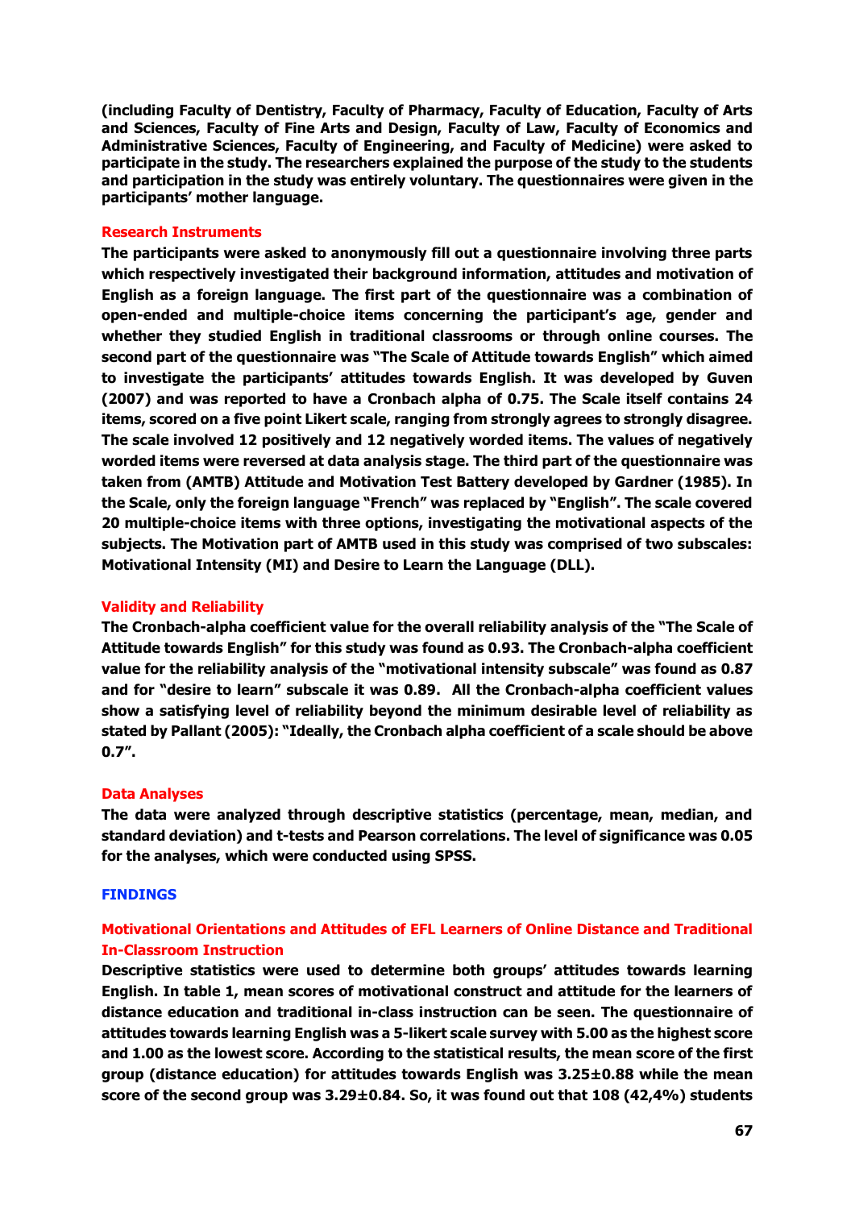**(including Faculty of Dentistry, Faculty of Pharmacy, Faculty of Education, Faculty of Arts and Sciences, Faculty of Fine Arts and Design, Faculty of Law, Faculty of Economics and Administrative Sciences, Faculty of Engineering, and Faculty of Medicine) were asked to participate in the study. The researchers explained the purpose of the study to the students and participation in the study was entirely voluntary. The questionnaires were given in the participants' mother language.**

### Research Instruments

**The participants were asked to anonymously fill out a questionnaire involving three parts which respectively investigated their background information, attitudes and motivation of English as a foreign language. The first part of the questionnaire was a combination of open-ended and multiple-choice items concerning the participant's age, gender and whether they studied English in traditional classrooms or through online courses. The second part of the questionnaire was "The Scale of Attitude towards English" which aimed to investigate the participants' attitudes towards English. It was developed by Guven (2007) and was reported to have a Cronbach alpha of 0.75. The Scale itself contains 24 items, scored on a five point Likert scale, ranging from strongly agrees to strongly disagree. The scale involved 12 positively and 12 negatively worded items. The values of negatively worded items were reversed at data analysis stage. The third part of the questionnaire was taken from (AMTB) Attitude and Motivation Test Battery developed by Gardner (1985). In the Scale, only the foreign language "French" was replaced by "English". The scale covered 20 multiple-choice items with three options, investigating the motivational aspects of the subjects. The Motivation part of AMTB used in this study was comprised of two subscales: Motivational Intensity (MI) and Desire to Learn the Language (DLL).**

### Validity and Reliability

**The Cronbach-alpha coefficient value for the overall reliability analysis of the "The Scale of Attitude towards English" for this study was found as 0.93. The Cronbach-alpha coefficient value for the reliability analysis of the "motivational intensity subscale" was found as 0.87 and for "desire to learn" subscale it was 0.89. All the Cronbach-alpha coefficient values show a satisfying level of reliability beyond the minimum desirable level of reliability as stated by Pallant (2005): "Ideally, the Cronbach alpha coefficient of a scale should be above 0.7".**

### Data Analyses

**The data were analyzed through descriptive statistics (percentage, mean, median, and standard deviation) and t-tests and Pearson correlations. The level of significance was 0.05 for the analyses, which were conducted using SPSS.**

## FINDINGS

### Motivational Orientations and Attitudes of EFL Learners of Online Distance and Traditional In-Classroom Instruction

**Descriptive statistics were used to determine both groups' attitudes towards learning English. In table 1, mean scores of motivational construct and attitude for the learners of distance education and traditional in-class instruction can be seen. The questionnaire of attitudes towards learning English was a 5-likert scale survey with 5.00 as the highest score and 1.00 as the lowest score. According to the statistical results, the mean score of the first group (distance education) for attitudes towards English was 3.25±0.88 while the mean score of the second group was 3.29±0.84. So, it was found out that 108 (42,4%) students**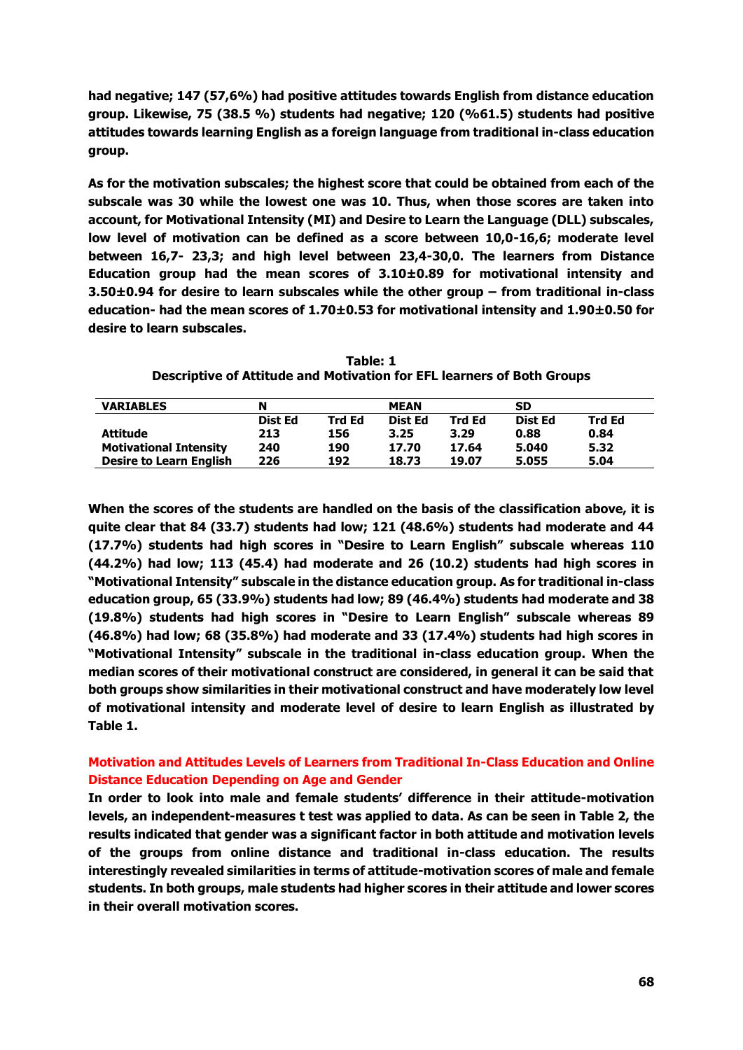**had negative; 147 (57,6%) had positive attitudes towards English from distance education group. Likewise, 75 (38.5 %) students had negative; 120 (%61.5) students had positive attitudes towards learning English as a foreign language from traditional in-class education group.**

**As for the motivation subscales; the highest score that could be obtained from each of the subscale was 30 while the lowest one was 10. Thus, when those scores are taken into account, for Motivational Intensity (MI) and Desire to Learn the Language (DLL) subscales, low level of motivation can be defined as a score between 10,0-16,6; moderate level between 16,7- 23,3; and high level between 23,4-30,0. The learners from Distance Education group had the mean scores of 3.10±0.89 for motivational intensity and 3.50±0.94 for desire to learn subscales while the other group – from traditional in-class education- had the mean scores of 1.70±0.53 for motivational intensity and 1.90±0.50 for desire to learn subscales.**

**Table: 1**
**Descriptive of Attitude and Motivation for EFL learners of Both Groups**

| VARIABLES | N | | MEAN | | SD | |
|---|---|---|---|---|---|---|
| | Dist Ed | Trd Ed | Dist Ed | Trd Ed | Dist Ed | Trd Ed |
| Attitude | 213 | 156 | 3.25 | 3.29 | 0.88 | 0.84 |
| Motivational Intensity | 240 | 190 | 17.70 | 17.64 | 5.040 | 5.32 |
| Desire to Learn English | 226 | 192 | 18.73 | 19.07 | 5.055 | 5.04 |

**When the scores of the students are handled on the basis of the classification above, it is quite clear that 84 (33.7) students had low; 121 (48.6%) students had moderate and 44 (17.7%) students had high scores in "Desire to Learn English" subscale whereas 110 (44.2%) had low; 113 (45.4) had moderate and 26 (10.2) students had high scores in "Motivational Intensity" subscale in the distance education group. As for traditional in-class education group, 65 (33.9%) students had low; 89 (46.4%) students had moderate and 38 (19.8%) students had high scores in "Desire to Learn English" subscale whereas 89 (46.8%) had low; 68 (35.8%) had moderate and 33 (17.4%) students had high scores in "Motivational Intensity" subscale in the traditional in-class education group. When the median scores of their motivational construct are considered, in general it can be said that both groups show similarities in their motivational construct and have moderately low level of motivational intensity and moderate level of desire to learn English as illustrated by Table 1.**

### Motivation and Attitudes Levels of Learners from Traditional In-Class Education and Online Distance Education Depending on Age and Gender

**In order to look into male and female students' difference in their attitude-motivation levels, an independent-measures t test was applied to data. As can be seen in Table 2, the results indicated that gender was a significant factor in both attitude and motivation levels of the groups from online distance and traditional in-class education. The results interestingly revealed similarities in terms of attitude-motivation scores of male and female students. In both groups, male students had higher scores in their attitude and lower scores in their overall motivation scores.**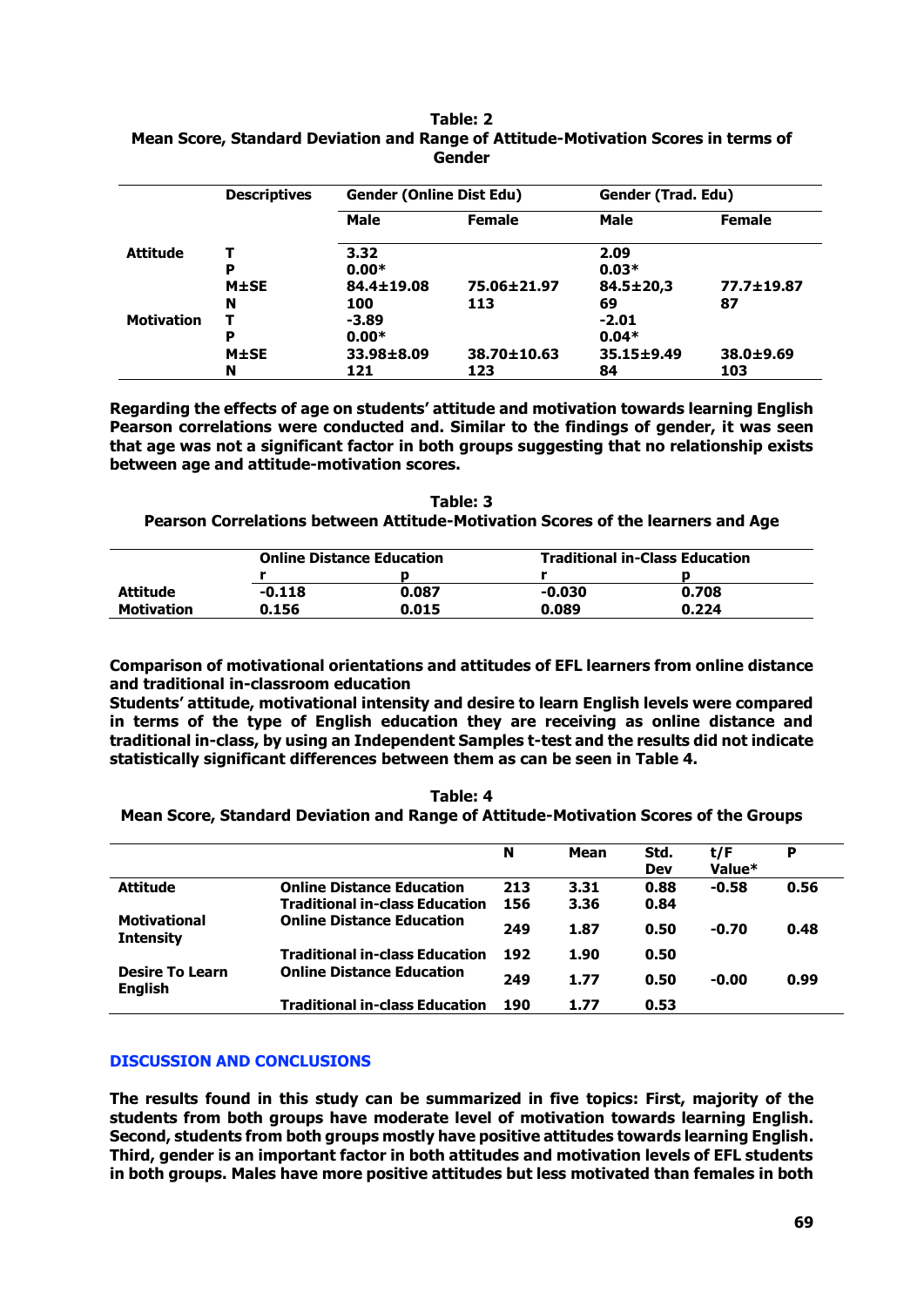**Table: 2**
**Mean Score, Standard Deviation and Range of Attitude-Motivation Scores in terms of Gender**

| | Descriptives | Gender (Online Dist Edu) | | Gender (Trad. Edu) | |
|---|---|---|---|---|---|
| | | Male | Female | Male | Female |
| Attitude | T | 3.32 | | 2.09 | |
| | P | 0.00* | | 0.03* | |
| | M±SE | 84.4±19.08 | 75.06±21.97 | 84.5±20,3 | 77.7±19.87 |
| | N | 100 | 113 | 69 | 87 |
| Motivation | T | -3.89 | | -2.01 | |
| | P | 0.00* | | 0.04* | |
| | M±SE | 33.98±8.09 | 38.70±10.63 | 35.15±9.49 | 38.0±9.69 |
| | N | 121 | 123 | 84 | 103 |

**Regarding the effects of age on students' attitude and motivation towards learning English Pearson correlations were conducted and. Similar to the findings of gender, it was seen that age was not a significant factor in both groups suggesting that no relationship exists between age and attitude-motivation scores.**

**Table: 3**
**Pearson Correlations between Attitude-Motivation Scores of the learners and Age**

| | Online Distance Education | | Traditional in-Class Education | |
|---|---|---|---|---|
| | r | p | r | p |
| Attitude | -0.118 | 0.087 | -0.030 | 0.708 |
| Motivation | 0.156 | 0.015 | 0.089 | 0.224 |

**Comparison of motivational orientations and attitudes of EFL learners from online distance and traditional in-classroom education**

**Students' attitude, motivational intensity and desire to learn English levels were compared in terms of the type of English education they are receiving as online distance and traditional in-class, by using an Independent Samples t-test and the results did not indicate statistically significant differences between them as can be seen in Table 4.**

**Table: 4**
**Mean Score, Standard Deviation and Range of Attitude-Motivation Scores of the Groups**

| | | N | Mean | Std. Dev | t/F Value* | P |
|---|---|---|---|---|---|---|
| Attitude | Online Distance Education | 213 | 3.31 | 0.88 | -0.58 | 0.56 |
| | Traditional in-class Education | 156 | 3.36 | 0.84 | | |
| Motivational Intensity | Online Distance Education | 249 | 1.87 | 0.50 | -0.70 | 0.48 |
| | Traditional in-class Education | 192 | 1.90 | 0.50 | | |
| Desire To Learn English | Online Distance Education | 249 | 1.77 | 0.50 | -0.00 | 0.99 |
| | Traditional in-class Education | 190 | 1.77 | 0.53 | | |

## DISCUSSION AND CONCLUSIONS

**The results found in this study can be summarized in five topics: First, majority of the students from both groups have moderate level of motivation towards learning English. Second, students from both groups mostly have positive attitudes towards learning English. Third, gender is an important factor in both attitudes and motivation levels of EFL students in both groups. Males have more positive attitudes but less motivated than females in both**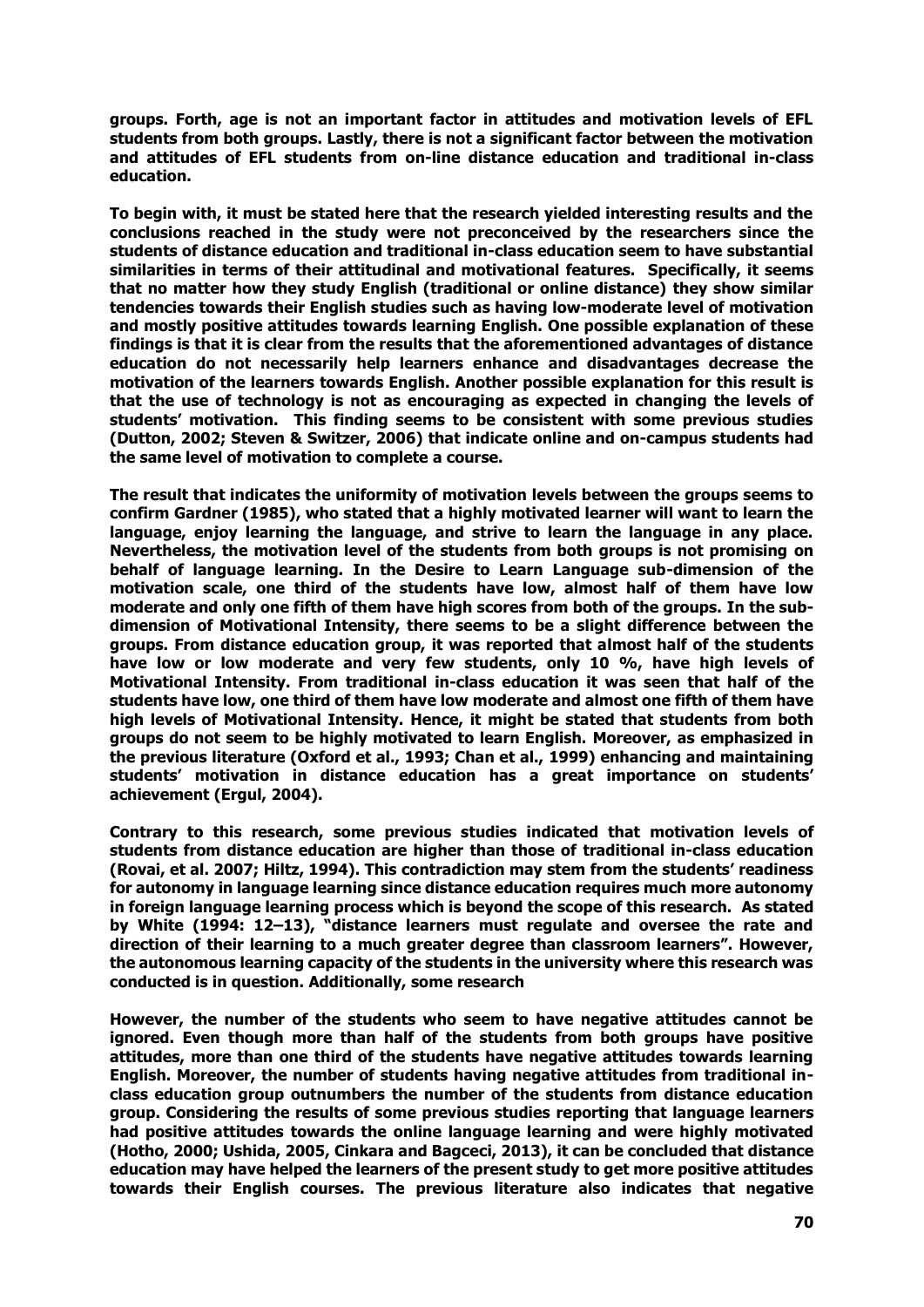**groups. Forth, age is not an important factor in attitudes and motivation levels of EFL students from both groups. Lastly, there is not a significant factor between the motivation and attitudes of EFL students from on-line distance education and traditional in-class education.**

**To begin with, it must be stated here that the research yielded interesting results and the conclusions reached in the study were not preconceived by the researchers since the students of distance education and traditional in-class education seem to have substantial similarities in terms of their attitudinal and motivational features. Specifically, it seems that no matter how they study English (traditional or online distance) they show similar tendencies towards their English studies such as having low-moderate level of motivation and mostly positive attitudes towards learning English. One possible explanation of these findings is that it is clear from the results that the aforementioned advantages of distance education do not necessarily help learners enhance and disadvantages decrease the motivation of the learners towards English. Another possible explanation for this result is that the use of technology is not as encouraging as expected in changing the levels of students' motivation. This finding seems to be consistent with some previous studies (Dutton, 2002; Steven & Switzer, 2006) that indicate online and on-campus students had the same level of motivation to complete a course.**

**The result that indicates the uniformity of motivation levels between the groups seems to confirm Gardner (1985), who stated that a highly motivated learner will want to learn the language, enjoy learning the language, and strive to learn the language in any place. Nevertheless, the motivation level of the students from both groups is not promising on behalf of language learning. In the Desire to Learn Language sub-dimension of the motivation scale, one third of the students have low, almost half of them have low moderate and only one fifth of them have high scores from both of the groups. In the sub-dimension of Motivational Intensity, there seems to be a slight difference between the groups. From distance education group, it was reported that almost half of the students have low or low moderate and very few students, only 10 %, have high levels of Motivational Intensity. From traditional in-class education it was seen that half of the students have low, one third of them have low moderate and almost one fifth of them have high levels of Motivational Intensity. Hence, it might be stated that students from both groups do not seem to be highly motivated to learn English. Moreover, as emphasized in the previous literature (Oxford et al., 1993; Chan et al., 1999) enhancing and maintaining students' motivation in distance education has a great importance on students' achievement (Ergul, 2004).**

**Contrary to this research, some previous studies indicated that motivation levels of students from distance education are higher than those of traditional in-class education (Rovai, et al. 2007; Hiltz, 1994). This contradiction may stem from the students' readiness for autonomy in language learning since distance education requires much more autonomy in foreign language learning process which is beyond the scope of this research. As stated by White (1994: 12–13), "distance learners must regulate and oversee the rate and direction of their learning to a much greater degree than classroom learners". However, the autonomous learning capacity of the students in the university where this research was conducted is in question. Additionally, some research**

**However, the number of the students who seem to have negative attitudes cannot be ignored. Even though more than half of the students from both groups have positive attitudes, more than one third of the students have negative attitudes towards learning English. Moreover, the number of students having negative attitudes from traditional in-class education group outnumbers the number of the students from distance education group. Considering the results of some previous studies reporting that language learners had positive attitudes towards the online language learning and were highly motivated (Hotho, 2000; Ushida, 2005, Cinkara and Bagceci, 2013), it can be concluded that distance education may have helped the learners of the present study to get more positive attitudes towards their English courses. The previous literature also indicates that negative**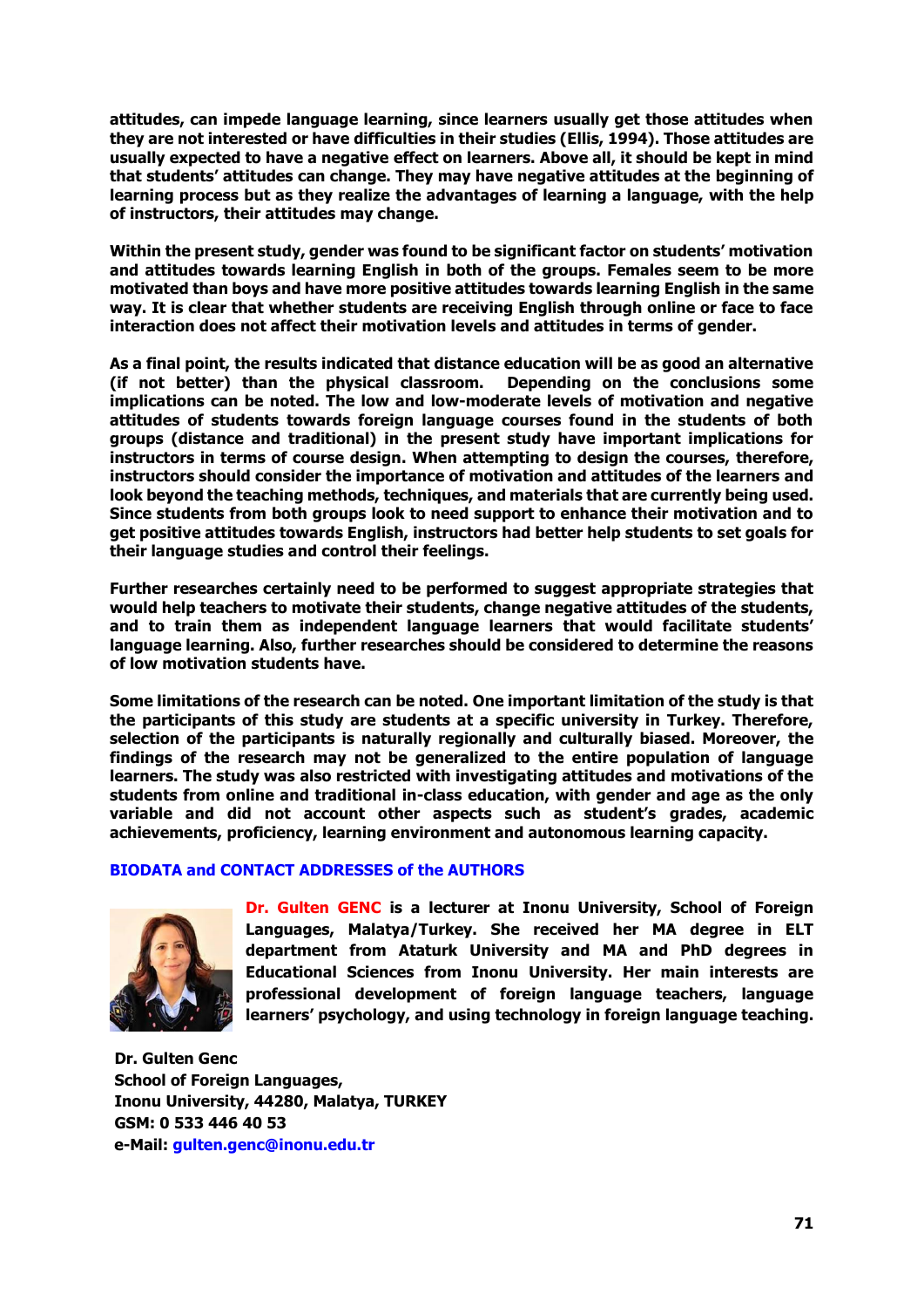**attitudes, can impede language learning, since learners usually get those attitudes when they are not interested or have difficulties in their studies (Ellis, 1994). Those attitudes are usually expected to have a negative effect on learners. Above all, it should be kept in mind that students' attitudes can change. They may have negative attitudes at the beginning of learning process but as they realize the advantages of learning a language, with the help of instructors, their attitudes may change.**

**Within the present study, gender was found to be significant factor on students' motivation and attitudes towards learning English in both of the groups. Females seem to be more motivated than boys and have more positive attitudes towards learning English in the same way. It is clear that whether students are receiving English through online or face to face interaction does not affect their motivation levels and attitudes in terms of gender.**

**As a final point, the results indicated that distance education will be as good an alternative (if not better) than the physical classroom. Depending on the conclusions some implications can be noted. The low and low-moderate levels of motivation and negative attitudes of students towards foreign language courses found in the students of both groups (distance and traditional) in the present study have important implications for instructors in terms of course design. When attempting to design the courses, therefore, instructors should consider the importance of motivation and attitudes of the learners and look beyond the teaching methods, techniques, and materials that are currently being used. Since students from both groups look to need support to enhance their motivation and to get positive attitudes towards English, instructors had better help students to set goals for their language studies and control their feelings.**

**Further researches certainly need to be performed to suggest appropriate strategies that would help teachers to motivate their students, change negative attitudes of the students, and to train them as independent language learners that would facilitate students' language learning. Also, further researches should be considered to determine the reasons of low motivation students have.**

**Some limitations of the research can be noted. One important limitation of the study is that the participants of this study are students at a specific university in Turkey. Therefore, selection of the participants is naturally regionally and culturally biased. Moreover, the findings of the research may not be generalized to the entire population of language learners. The study was also restricted with investigating attitudes and motivations of the students from online and traditional in-class education, with gender and age as the only variable and did not account other aspects such as student's grades, academic achievements, proficiency, learning environment and autonomous learning capacity.**

## BIODATA and CONTACT ADDRESSES of the AUTHORS

**Dr. Gulten GENC is a lecturer at Inonu University, School of Foreign Languages, Malatya/Turkey. She received her MA degree in ELT department from Ataturk University and MA and PhD degrees in Educational Sciences from Inonu University. Her main interests are professional development of foreign language teachers, language learners' psychology, and using technology in foreign language teaching.**

**Dr. Gulten Genc**
**School of Foreign Languages,**
**Inonu University, 44280, Malatya, TURKEY**
**GSM: 0 533 446 40 53**
**e-Mail: gulten.genc@inonu.edu.tr**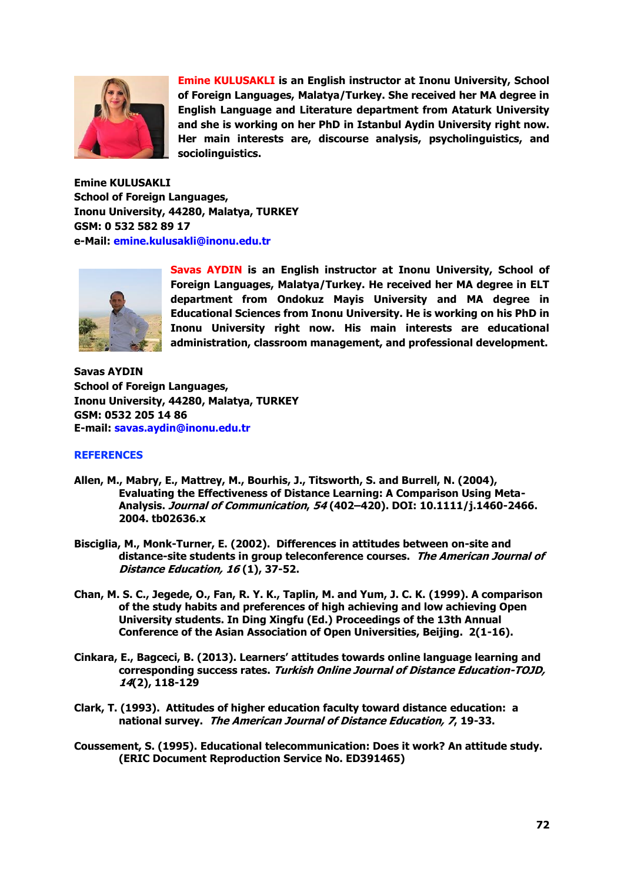**Emine KULUSAKLI** is an English instructor at Inonu University, School of Foreign Languages, Malatya/Turkey. She received her MA degree in English Language and Literature department from Ataturk University and she is working on her PhD in Istanbul Aydin University right now. Her main interests are, discourse analysis, psycholinguistics, and sociolinguistics.

**Emine KULUSAKLI**
**School of Foreign Languages,**
**Inonu University, 44280, Malatya, TURKEY**
**GSM: 0 532 582 89 17**
**e-Mail: emine.kulusakli@inonu.edu.tr**

**Savas AYDIN** is an English instructor at Inonu University, School of Foreign Languages, Malatya/Turkey. He received her MA degree in ELT department from Ondokuz Mayis University and MA degree in Educational Sciences from Inonu University. He is working on his PhD in Inonu University right now. His main interests are educational administration, classroom management, and professional development.

**Savas AYDIN**
**School of Foreign Languages,**
**Inonu University, 44280, Malatya, TURKEY**
**GSM: 0532 205 14 86**
**E-mail: savas.aydin@inonu.edu.tr**

## REFERENCES

Allen, M., Mabry, E., Mattrey, M., Bourhis, J., Titsworth, S. and Burrell, N. (2004), Evaluating the Effectiveness of Distance Learning: A Comparison Using Meta-Analysis. *Journal of Communication*, *54* (402–420). DOI: 10.1111/j.1460-2466. 2004. tb02636.x

Bisciglia, M., Monk-Turner, E. (2002). Differences in attitudes between on-site and distance-site students in group teleconference courses. *The American Journal of Distance Education, 16* (1), 37-52.

Chan, M. S. C., Jegede, O., Fan, R. Y. K., Taplin, M. and Yum, J. C. K. (1999). A comparison of the study habits and preferences of high achieving and low achieving Open University students. In Ding Xingfu (Ed.) Proceedings of the 13th Annual Conference of the Asian Association of Open Universities, Beijing. 2(1-16).

Cinkara, E., Bagceci, B. (2013). Learners' attitudes towards online language learning and corresponding success rates. *Turkish Online Journal of Distance Education-TOJD, 14*(2), 118-129

Clark, T. (1993). Attitudes of higher education faculty toward distance education: a national survey. *The American Journal of Distance Education, 7*, 19-33.

Coussement, S. (1995). Educational telecommunication: Does it work? An attitude study. (ERIC Document Reproduction Service No. ED391465)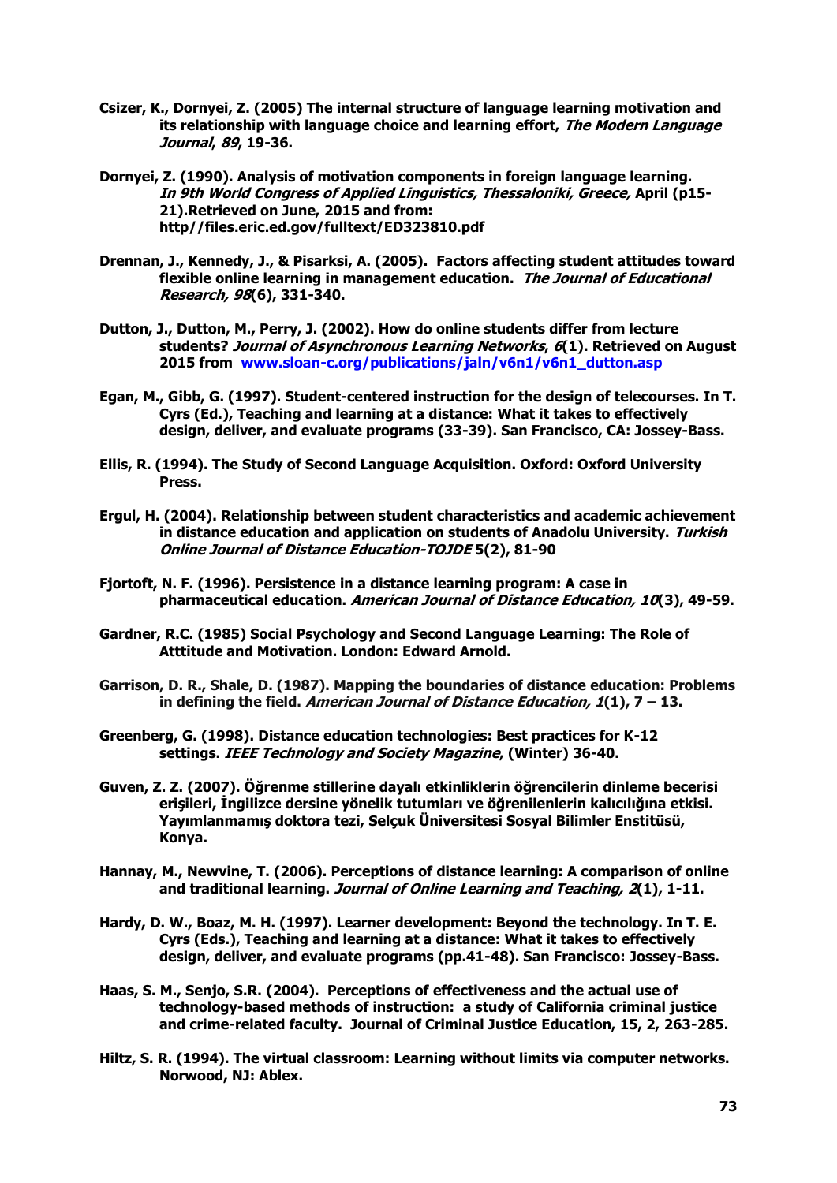Csizer, K., Dornyei, Z. (2005) The internal structure of language learning motivation and its relationship with language choice and learning effort, *The Modern Language Journal*, *89*, 19-36.

Dornyei, Z. (1990). Analysis of motivation components in foreign language learning. *In 9th World Congress of Applied Linguistics, Thessaloniki, Greece,* April (p15-21).Retrieved on June, 2015 and from: http//files.eric.ed.gov/fulltext/ED323810.pdf

Drennan, J., Kennedy, J., & Pisarksi, A. (2005). Factors affecting student attitudes toward flexible online learning in management education. *The Journal of Educational Research, 98*(6), 331-340.

Dutton, J., Dutton, M., Perry, J. (2002). How do online students differ from lecture students? *Journal of Asynchronous Learning Networks*, *6*(1). Retrieved on August 2015 from www.sloan-c.org/publications/jaln/v6n1/v6n1_dutton.asp

Egan, M., Gibb, G. (1997). Student-centered instruction for the design of telecourses. In T. Cyrs (Ed.), Teaching and learning at a distance: What it takes to effectively design, deliver, and evaluate programs (33-39). San Francisco, CA: Jossey-Bass.

Ellis, R. (1994). The Study of Second Language Acquisition. Oxford: Oxford University Press.

Ergul, H. (2004). Relationship between student characteristics and academic achievement in distance education and application on students of Anadolu University. *Turkish Online Journal of Distance Education-TOJDE* 5(2), 81-90

Fjortoft, N. F. (1996). Persistence in a distance learning program: A case in pharmaceutical education. *American Journal of Distance Education, 10*(3), 49-59.

Gardner, R.C. (1985) Social Psychology and Second Language Learning: The Role of Atttitude and Motivation. London: Edward Arnold.

Garrison, D. R., Shale, D. (1987). Mapping the boundaries of distance education: Problems in defining the field. *American Journal of Distance Education, 1*(1), 7 – 13.

Greenberg, G. (1998). Distance education technologies: Best practices for K-12 settings. *IEEE Technology and Society Magazine*, (Winter) 36-40.

Guven, Z. Z. (2007). Öğrenme stillerine dayalı etkinliklerin öğrencilerin dinleme becerisi erişileri, İngilizce dersine yönelik tutumları ve öğrenilenlerin kalıcılığına etkisi. Yayımlanmamış doktora tezi, Selçuk Üniversitesi Sosyal Bilimler Enstitüsü, Konya.

Hannay, M., Newvine, T. (2006). Perceptions of distance learning: A comparison of online and traditional learning. *Journal of Online Learning and Teaching, 2*(1), 1-11.

Hardy, D. W., Boaz, M. H. (1997). Learner development: Beyond the technology. In T. E. Cyrs (Eds.), Teaching and learning at a distance: What it takes to effectively design, deliver, and evaluate programs (pp.41-48). San Francisco: Jossey-Bass.

Haas, S. M., Senjo, S.R. (2004). Perceptions of effectiveness and the actual use of technology-based methods of instruction: a study of California criminal justice and crime-related faculty. Journal of Criminal Justice Education, 15, 2, 263-285.

Hiltz, S. R. (1994). The virtual classroom: Learning without limits via computer networks. Norwood, NJ: Ablex.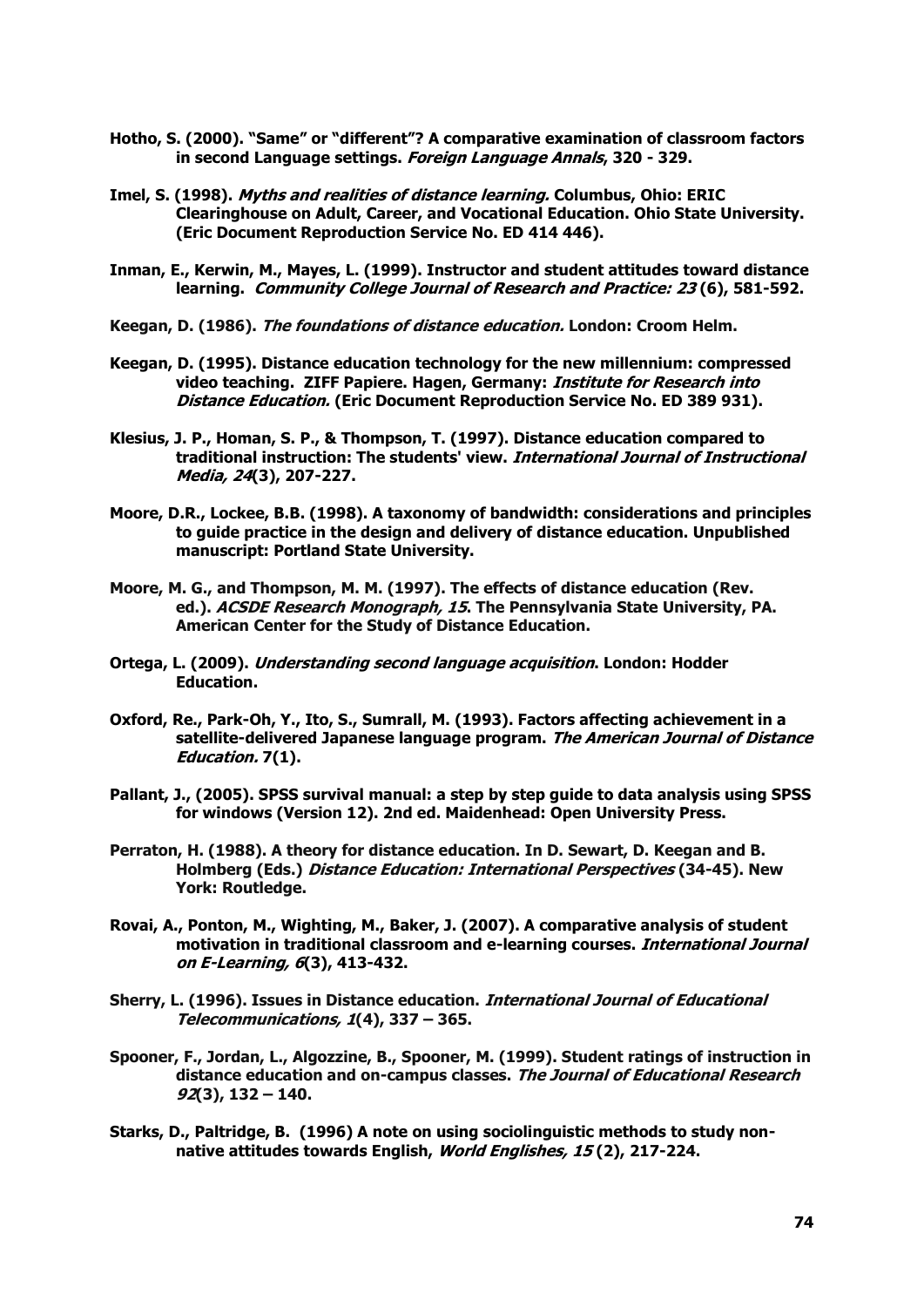**Hotho, S. (2000). "Same" or "different"? A comparative examination of classroom factors in second Language settings. *Foreign Language Annals*, 320 - 329.**

**Imel, S. (1998). *Myths and realities of distance learning.* Columbus, Ohio: ERIC Clearinghouse on Adult, Career, and Vocational Education. Ohio State University. (Eric Document Reproduction Service No. ED 414 446).**

**Inman, E., Kerwin, M., Mayes, L. (1999). Instructor and student attitudes toward distance learning. *Community College Journal of Research and Practice: 23* (6), 581-592.**

**Keegan, D. (1986). *The foundations of distance education.* London: Croom Helm.**

**Keegan, D. (1995). Distance education technology for the new millennium: compressed video teaching. ZIFF Papiere. Hagen, Germany: *Institute for Research into Distance Education.* (Eric Document Reproduction Service No. ED 389 931).**

**Klesius, J. P., Homan, S. P., & Thompson, T. (1997). Distance education compared to traditional instruction: The students' view. *International Journal of Instructional Media, 24*(3), 207-227.**

**Moore, D.R., Lockee, B.B. (1998). A taxonomy of bandwidth: considerations and principles to guide practice in the design and delivery of distance education. Unpublished manuscript: Portland State University.**

**Moore, M. G., and Thompson, M. M. (1997). The effects of distance education (Rev. ed.). *ACSDE Research Monograph, 15*. The Pennsylvania State University, PA. American Center for the Study of Distance Education.**

**Ortega, L. (2009). *Understanding second language acquisition*. London: Hodder Education.**

**Oxford, Re., Park-Oh, Y., Ito, S., Sumrall, M. (1993). Factors affecting achievement in a satellite-delivered Japanese language program. *The American Journal of Distance Education.* 7(1).**

**Pallant, J., (2005). SPSS survival manual: a step by step guide to data analysis using SPSS for windows (Version 12). 2nd ed. Maidenhead: Open University Press.**

**Perraton, H. (1988). A theory for distance education. In D. Sewart, D. Keegan and B. Holmberg (Eds.) *Distance Education: International Perspectives* (34-45). New York: Routledge.**

**Rovai, A., Ponton, M., Wighting, M., Baker, J. (2007). A comparative analysis of student motivation in traditional classroom and e-learning courses. *International Journal on E-Learning, 6*(3), 413-432.**

**Sherry, L. (1996). Issues in Distance education. *International Journal of Educational Telecommunications, 1*(4), 337 – 365.**

**Spooner, F., Jordan, L., Algozzine, B., Spooner, M. (1999). Student ratings of instruction in distance education and on-campus classes. *The Journal of Educational Research 92*(3), 132 – 140.**

**Starks, D., Paltridge, B. (1996) A note on using sociolinguistic methods to study non-native attitudes towards English, *World Englishes, 15* (2), 217-224.**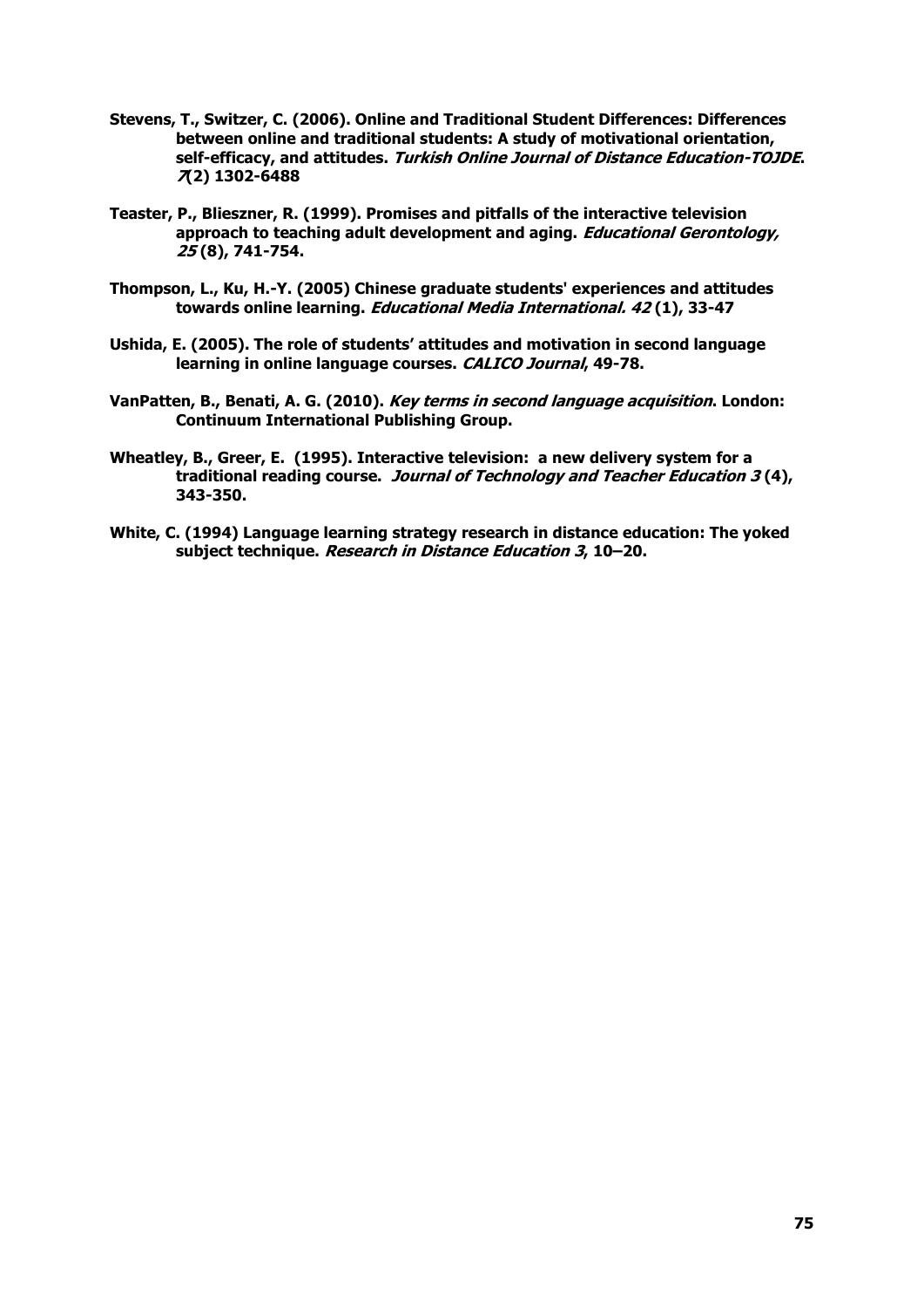**Stevens, T., Switzer, C. (2006). Online and Traditional Student Differences: Differences between online and traditional students: A study of motivational orientation, self-efficacy, and attitudes. *Turkish Online Journal of Distance Education-TOJDE*. *7*(2) 1302-6488**

**Teaster, P., Blieszner, R. (1999). Promises and pitfalls of the interactive television approach to teaching adult development and aging. *Educational Gerontology, 25* (8), 741-754.**

**Thompson, L., Ku, H.-Y. (2005) Chinese graduate students' experiences and attitudes towards online learning. *Educational Media International. 42* (1), 33-47**

**Ushida, E. (2005). The role of students' attitudes and motivation in second language learning in online language courses. *CALICO Journal*, 49-78.**

**VanPatten, B., Benati, A. G. (2010). *Key terms in second language acquisition*. London: Continuum International Publishing Group.**

**Wheatley, B., Greer, E. (1995). Interactive television: a new delivery system for a traditional reading course. *Journal of Technology and Teacher Education 3* (4), 343-350.**

**White, C. (1994) Language learning strategy research in distance education: The yoked subject technique. *Research in Distance Education 3*, 10–20.**